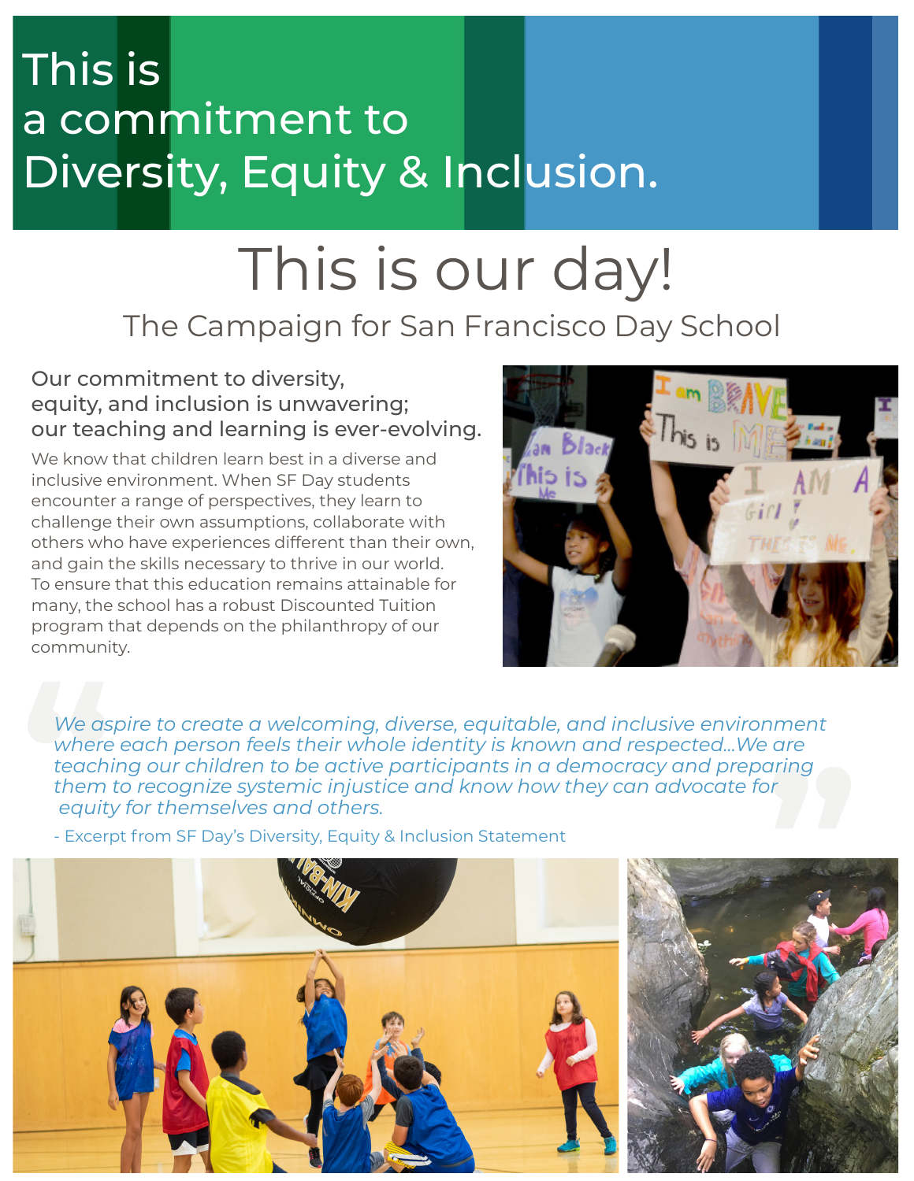# This is a commitment to Diversity, Equity & Inclusion.

# This is our day!

## The Campaign for San Francisco Day School

### Our commitment to diversity, equity, and inclusion is unwavering; our teaching and learning is ever-evolving.

We know that children learn best in a diverse and inclusive environment. When SF Day students encounter a range of perspectives, they learn to challenge their own assumptions, collaborate with others who have experiences different than their own, and gain the skills necessary to thrive in our world. To ensure that this education remains attainable for many, the school has a robust Discounted Tuition program that depends on the philanthropy of our community.

> *We aspire to create a welcoming, diverse, equitable, and inclusive environment where each person feels their whole identity is known and respected...We are teaching our children to be active participants in a democracy and preparing them to recognize systemic injustice and know how they can advocate for equity for themselves and others.*
>
> \- Excerpt from SF Day's Diversity, Equity & Inclusion Statement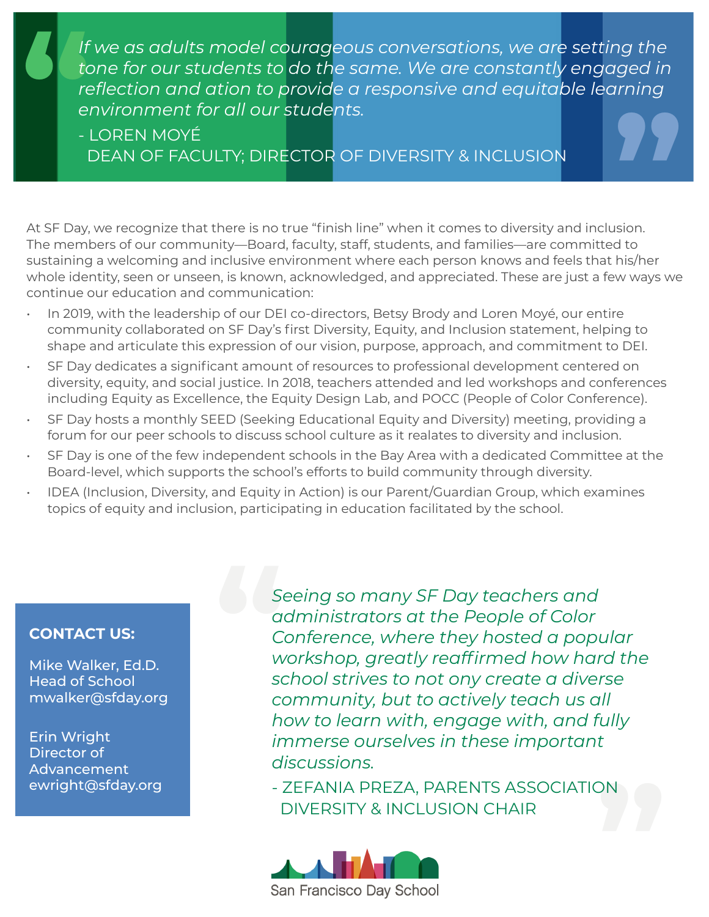> *If we as adults model courageous conversations, we are setting the tone for our students to do the same. We are constantly engaged in reflection and ation to provide a responsive and equitable learning environment for all our students.*
>
> \- LOREN MOYÉ
> DEAN OF FACULTY; DIRECTOR OF DIVERSITY & INCLUSION

At SF Day, we recognize that there is no true "finish line" when it comes to diversity and inclusion. The members of our community—Board, faculty, staff, students, and families—are committed to sustaining a welcoming and inclusive environment where each person knows and feels that his/her whole identity, seen or unseen, is known, acknowledged, and appreciated. These are just a few ways we continue our education and communication:

- In 2019, with the leadership of our DEI co-directors, Betsy Brody and Loren Moyé, our entire community collaborated on SF Day's first Diversity, Equity, and Inclusion statement, helping to shape and articulate this expression of our vision, purpose, approach, and commitment to DEI.
- SF Day dedicates a significant amount of resources to professional development centered on diversity, equity, and social justice. In 2018, teachers attended and led workshops and conferences including Equity as Excellence, the Equity Design Lab, and POCC (People of Color Conference).
- SF Day hosts a monthly SEED (Seeking Educational Equity and Diversity) meeting, providing a forum for our peer schools to discuss school culture as it realates to diversity and inclusion.
- SF Day is one of the few independent schools in the Bay Area with a dedicated Committee at the Board-level, which supports the school's efforts to build community through diversity.
- IDEA (Inclusion, Diversity, and Equity in Action) is our Parent/Guardian Group, which examines topics of equity and inclusion, participating in education facilitated by the school.

**CONTACT US:**

Mike Walker, Ed.D.
Head of School
mwalker@sfday.org

Erin Wright
Director of Advancement
ewright@sfday.org

> *Seeing so many SF Day teachers and administrators at the People of Color Conference, where they hosted a popular workshop, greatly reaffirmed how hard the school strives to not ony create a diverse community, but to actively teach us all how to learn with, engage with, and fully immerse ourselves in these important discussions.*
>
> \- ZEFANIA PREZA, PARENTS ASSOCIATION DIVERSITY & INCLUSION CHAIR

San Francisco Day School